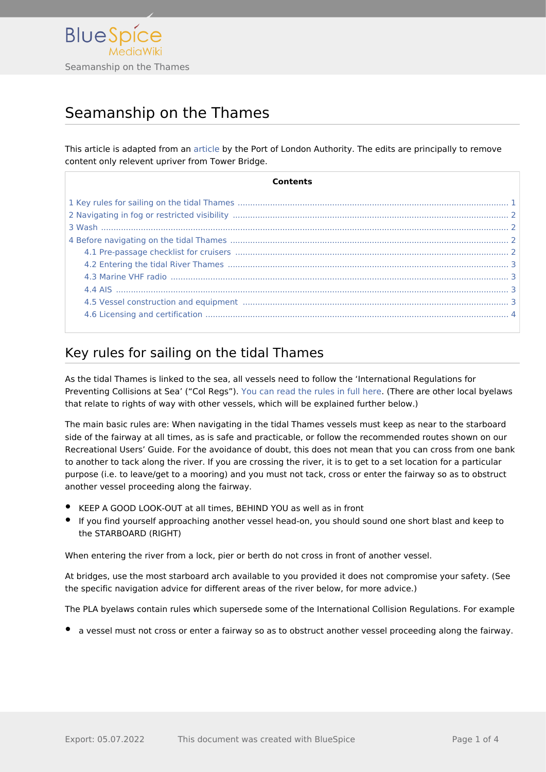# Seamanship on the Thames

This article is adapted from an article by the Port of London Authority. The edits are principally to remove content only relevent upriver from Tower Bridge.

**Contents**

- 1 Key rules for sailing on the tidal Thames ........ 1
- 2 Navigating in fog or restricted visibility ........ 2
- 3 Wash ........ 2
- 4 Before navigating on the tidal Thames ........ 2
  - 4.1 Pre-passage checklist for cruisers ........ 2
  - 4.2 Entering the tidal River Thames ........ 3
  - 4.3 Marine VHF radio ........ 3
  - 4.4 AIS ........ 3
  - 4.5 Vessel construction and equipment ........ 3
  - 4.6 Licensing and certification ........ 4

## Key rules for sailing on the tidal Thames

As the tidal Thames is linked to the sea, all vessels need to follow the 'International Regulations for Preventing Collisions at Sea' ("Col Regs"). You can read the rules in full here. (There are other local byelaws that relate to rights of way with other vessels, which will be explained further below.)

The main basic rules are: When navigating in the tidal Thames vessels must keep as near to the starboard side of the fairway at all times, as is safe and practicable, or follow the recommended routes shown on our Recreational Users' Guide. For the avoidance of doubt, this does not mean that you can cross from one bank to another to tack along the river. If you are crossing the river, it is to get to a set location for a particular purpose (i.e. to leave/get to a mooring) and you must not tack, cross or enter the fairway so as to obstruct another vessel proceeding along the fairway.

- KEEP A GOOD LOOK-OUT at all times, BEHIND YOU as well as in front
- If you find yourself approaching another vessel head-on, you should sound one short blast and keep to the STARBOARD (RIGHT)

When entering the river from a lock, pier or berth do not cross in front of another vessel.

At bridges, use the most starboard arch available to you provided it does not compromise your safety. (See the specific navigation advice for different areas of the river below, for more advice.)

The PLA byelaws contain rules which supersede some of the International Collision Regulations. For example

- a vessel must not cross or enter a fairway so as to obstruct another vessel proceeding along the fairway.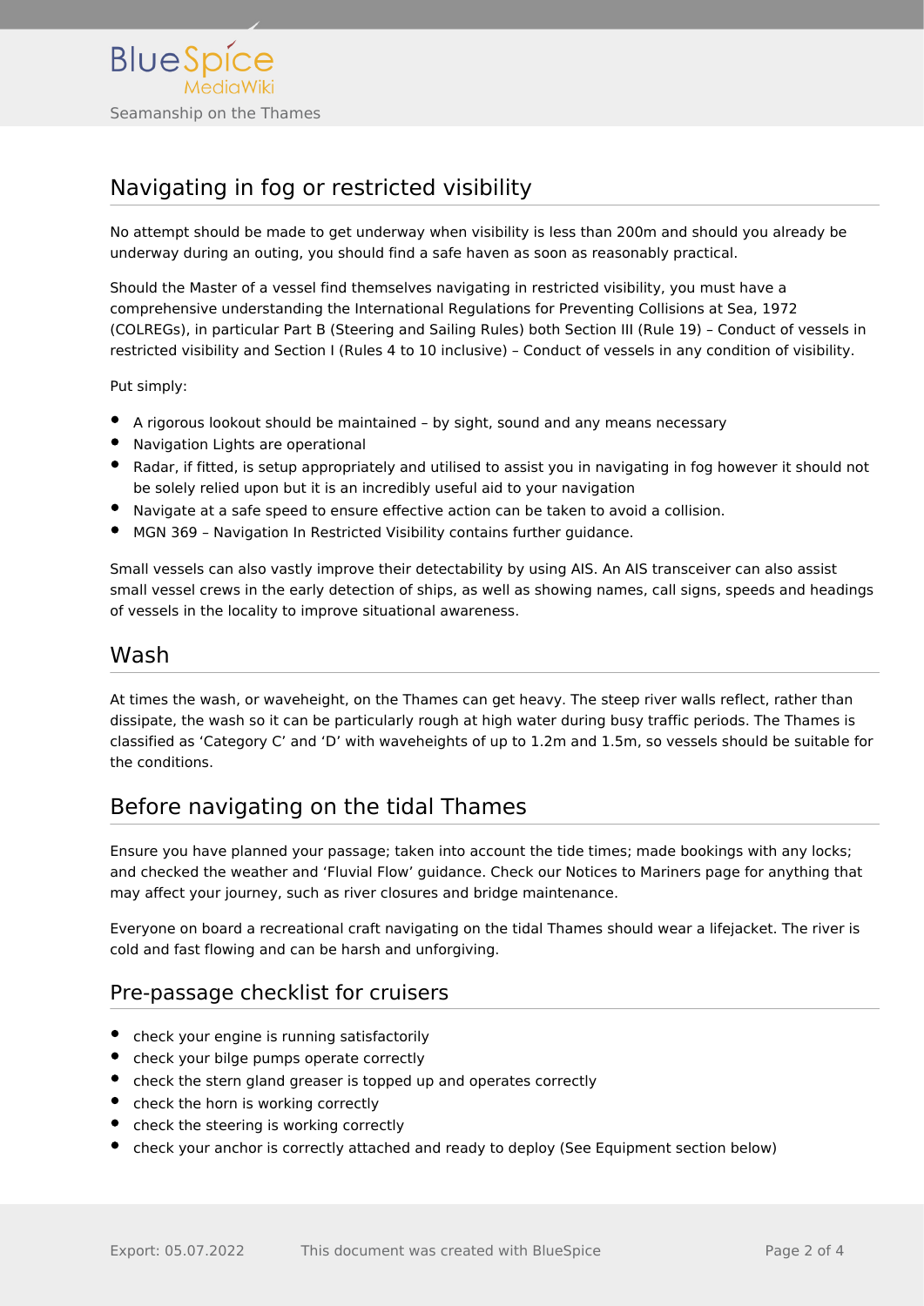## Navigating in fog or restricted visibility

No attempt should be made to get underway when visibility is less than 200m and should you already be underway during an outing, you should find a safe haven as soon as reasonably practical.

Should the Master of a vessel find themselves navigating in restricted visibility, you must have a comprehensive understanding the International Regulations for Preventing Collisions at Sea, 1972 (COLREGs), in particular Part B (Steering and Sailing Rules) both Section III (Rule 19) – Conduct of vessels in restricted visibility and Section I (Rules 4 to 10 inclusive) – Conduct of vessels in any condition of visibility.

Put simply:

- A rigorous lookout should be maintained – by sight, sound and any means necessary
- Navigation Lights are operational
- Radar, if fitted, is setup appropriately and utilised to assist you in navigating in fog however it should not be solely relied upon but it is an incredibly useful aid to your navigation
- Navigate at a safe speed to ensure effective action can be taken to avoid a collision.
- MGN 369 – Navigation In Restricted Visibility contains further guidance.

Small vessels can also vastly improve their detectability by using AIS. An AIS transceiver can also assist small vessel crews in the early detection of ships, as well as showing names, call signs, speeds and headings of vessels in the locality to improve situational awareness.

## Wash

At times the wash, or waveheight, on the Thames can get heavy. The steep river walls reflect, rather than dissipate, the wash so it can be particularly rough at high water during busy traffic periods. The Thames is classified as 'Category C' and 'D' with waveheights of up to 1.2m and 1.5m, so vessels should be suitable for the conditions.

## Before navigating on the tidal Thames

Ensure you have planned your passage; taken into account the tide times; made bookings with any locks; and checked the weather and 'Fluvial Flow' guidance. Check our Notices to Mariners page for anything that may affect your journey, such as river closures and bridge maintenance.

Everyone on board a recreational craft navigating on the tidal Thames should wear a lifejacket. The river is cold and fast flowing and can be harsh and unforgiving.

## Pre-passage checklist for cruisers

- check your engine is running satisfactorily
- check your bilge pumps operate correctly
- check the stern gland greaser is topped up and operates correctly
- check the horn is working correctly
- check the steering is working correctly
- check your anchor is correctly attached and ready to deploy (See Equipment section below)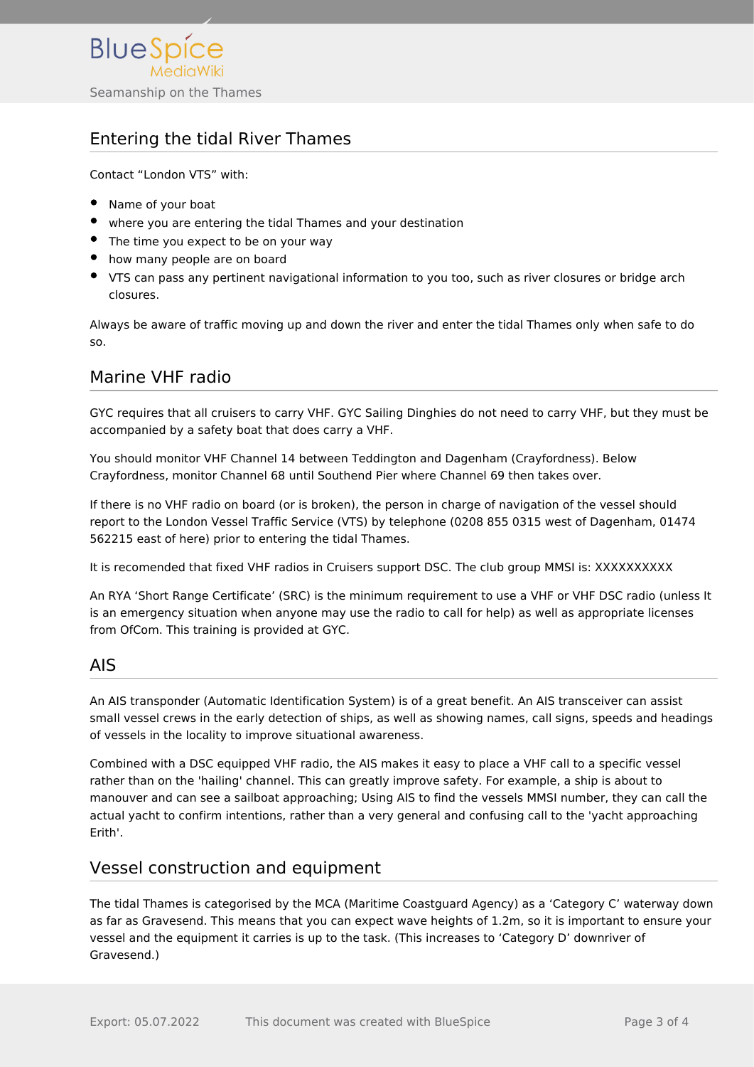## Entering the tidal River Thames

Contact “London VTS” with:

- Name of your boat
- where you are entering the tidal Thames and your destination
- The time you expect to be on your way
- how many people are on board
- VTS can pass any pertinent navigational information to you too, such as river closures or bridge arch closures.

Always be aware of traffic moving up and down the river and enter the tidal Thames only when safe to do so.

## Marine VHF radio

GYC requires that all cruisers to carry VHF. GYC Sailing Dinghies do not need to carry VHF, but they must be accompanied by a safety boat that does carry a VHF.

You should monitor VHF Channel 14 between Teddington and Dagenham (Crayfordness). Below Crayfordness, monitor Channel 68 until Southend Pier where Channel 69 then takes over.

If there is no VHF radio on board (or is broken), the person in charge of navigation of the vessel should report to the London Vessel Traffic Service (VTS) by telephone (0208 855 0315 west of Dagenham, 01474 562215 east of here) prior to entering the tidal Thames.

It is recomended that fixed VHF radios in Cruisers support DSC. The club group MMSI is: XXXXXXXXXX

An RYA ‘Short Range Certificate’ (SRC) is the minimum requirement to use a VHF or VHF DSC radio (unless It is an emergency situation when anyone may use the radio to call for help) as well as appropriate licenses from OfCom. This training is provided at GYC.

## AIS

An AIS transponder (Automatic Identification System) is of a great benefit. An AIS transceiver can assist small vessel crews in the early detection of ships, as well as showing names, call signs, speeds and headings of vessels in the locality to improve situational awareness.

Combined with a DSC equipped VHF radio, the AIS makes it easy to place a VHF call to a specific vessel rather than on the 'hailing' channel. This can greatly improve safety. For example, a ship is about to manouver and can see a sailboat approaching; Using AIS to find the vessels MMSI number, they can call the actual yacht to confirm intentions, rather than a very general and confusing call to the 'yacht approaching Erith'.

## Vessel construction and equipment

The tidal Thames is categorised by the MCA (Maritime Coastguard Agency) as a ‘Category C’ waterway down as far as Gravesend. This means that you can expect wave heights of 1.2m, so it is important to ensure your vessel and the equipment it carries is up to the task. (This increases to ‘Category D’ downriver of Gravesend.)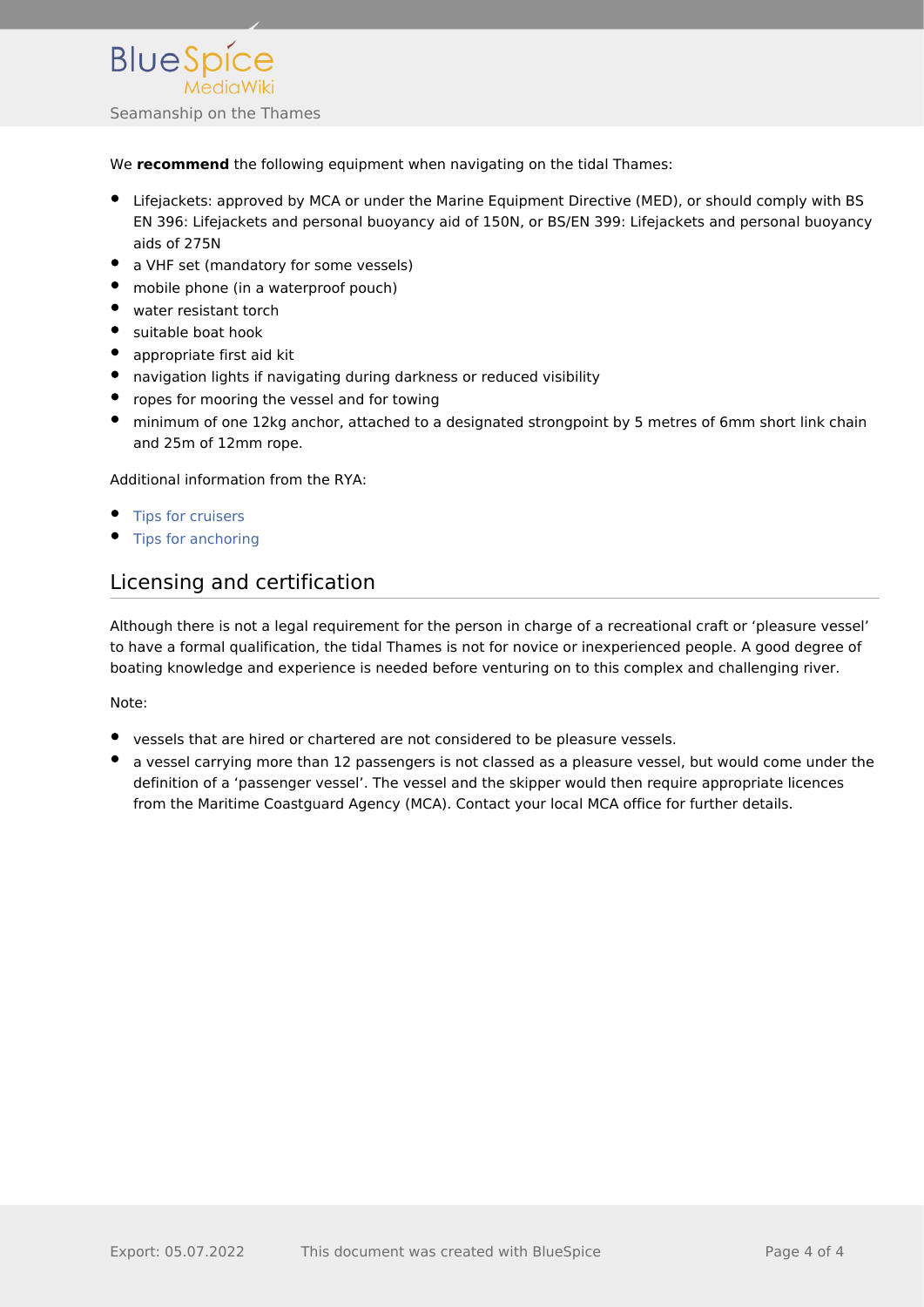We **recommend** the following equipment when navigating on the tidal Thames:

- Lifejackets: approved by MCA or under the Marine Equipment Directive (MED), or should comply with BS EN 396: Lifejackets and personal buoyancy aid of 150N, or BS/EN 399: Lifejackets and personal buoyancy aids of 275N
- a VHF set (mandatory for some vessels)
- mobile phone (in a waterproof pouch)
- water resistant torch
- suitable boat hook
- appropriate first aid kit
- navigation lights if navigating during darkness or reduced visibility
- ropes for mooring the vessel and for towing
- minimum of one 12kg anchor, attached to a designated strongpoint by 5 metres of 6mm short link chain and 25m of 12mm rope.

Additional information from the RYA:

- Tips for cruisers
- Tips for anchoring

## Licensing and certification

Although there is not a legal requirement for the person in charge of a recreational craft or 'pleasure vessel' to have a formal qualification, the tidal Thames is not for novice or inexperienced people. A good degree of boating knowledge and experience is needed before venturing on to this complex and challenging river.

Note:

- vessels that are hired or chartered are not considered to be pleasure vessels.
- a vessel carrying more than 12 passengers is not classed as a pleasure vessel, but would come under the definition of a 'passenger vessel'. The vessel and the skipper would then require appropriate licences from the Maritime Coastguard Agency (MCA). Contact your local MCA office for further details.